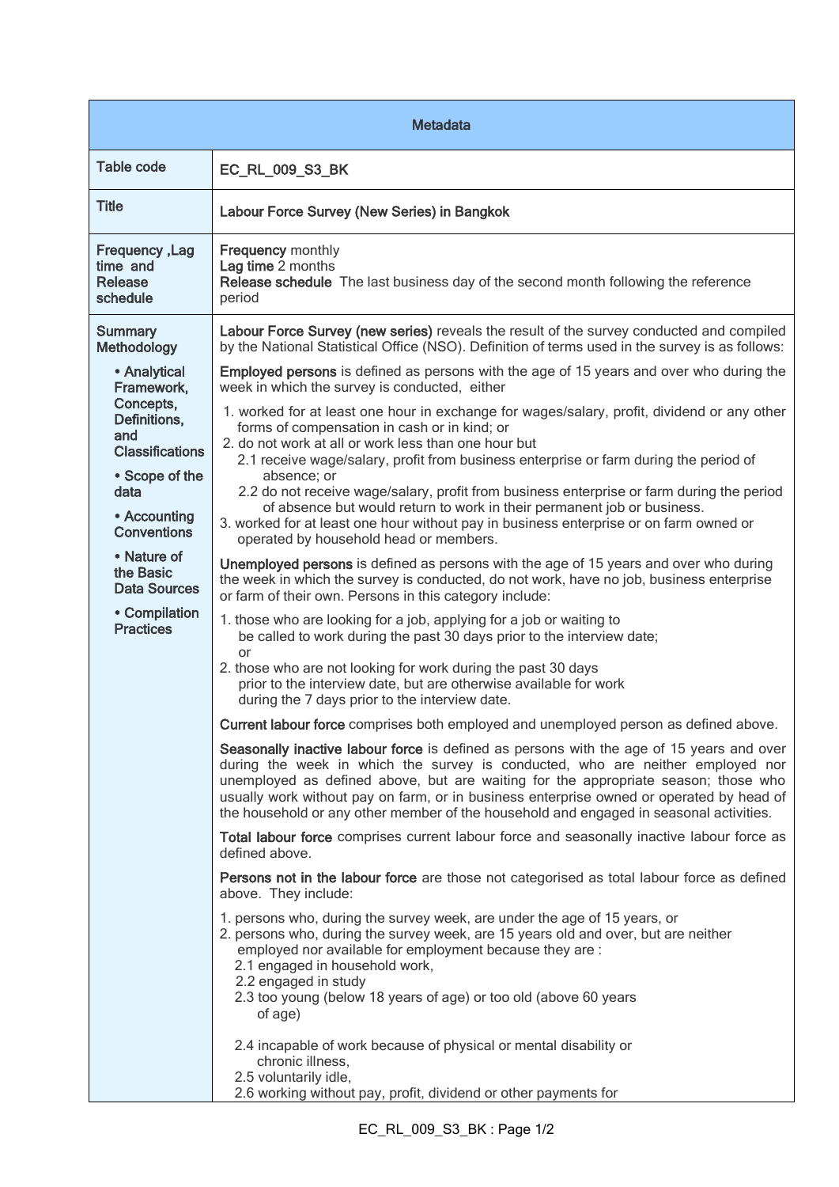| Metadata | |
|---|---|
| Table code | **EC_RL_009_S3_BK** |
| Title | **Labour Force Survey (New Series) in Bangkok** |
| Frequency ,Lag time and Release schedule | **Frequency** monthly<br>**Lag time** 2 months<br>**Release schedule** The last business day of the second month following the reference period |
| Summary Methodology<br>• Analytical Framework, Concepts, Definitions, and Classifications<br>• Scope of the data<br>• Accounting Conventions<br>• Nature of the Basic Data Sources<br>• Compilation Practices | **Labour Force Survey (new series)** reveals the result of the survey conducted and compiled by the National Statistical Office (NSO). Definition of terms used in the survey is as follows:<br><br>**Employed persons** is defined as persons with the age of 15 years and over who during the week in which the survey is conducted, either<br>1. worked for at least one hour in exchange for wages/salary, profit, dividend or any other forms of compensation in cash or in kind; or<br>2. do not work at all or work less than one hour but<br>2.1 receive wage/salary, profit from business enterprise or farm during the period of absence; or<br>2.2 do not receive wage/salary, profit from business enterprise or farm during the period of absence but would return to work in their permanent job or business.<br>3. worked for at least one hour without pay in business enterprise or on farm owned or operated by household head or members.<br><br>**Unemployed persons** is defined as persons with the age of 15 years and over who during the week in which the survey is conducted, do not work, have no job, business enterprise or farm of their own. Persons in this category include:<br>1. those who are looking for a job, applying for a job or waiting to be called to work during the past 30 days prior to the interview date; or<br>2. those who are not looking for work during the past 30 days prior to the interview date, but are otherwise available for work during the 7 days prior to the interview date.<br><br>**Current labour force** comprises both employed and unemployed person as defined above.<br><br>**Seasonally inactive labour force** is defined as persons with the age of 15 years and over during the week in which the survey is conducted, who are neither employed nor unemployed as defined above, but are waiting for the appropriate season; those who usually work without pay on farm, or in business enterprise owned or operated by head of the household or any other member of the household and engaged in seasonal activities.<br><br>**Total labour force** comprises current labour force and seasonally inactive labour force as defined above.<br><br>**Persons not in the labour force** are those not categorised as total labour force as defined above. They include:<br>1. persons who, during the survey week, are under the age of 15 years, or<br>2. persons who, during the survey week, are 15 years old and over, but are neither employed nor available for employment because they are :<br>2.1 engaged in household work,<br>2.2 engaged in study<br>2.3 too young (below 18 years of age) or too old (above 60 years of age)<br>2.4 incapable of work because of physical or mental disability or chronic illness,<br>2.5 voluntarily idle,<br>2.6 working without pay, profit, dividend or other payments for |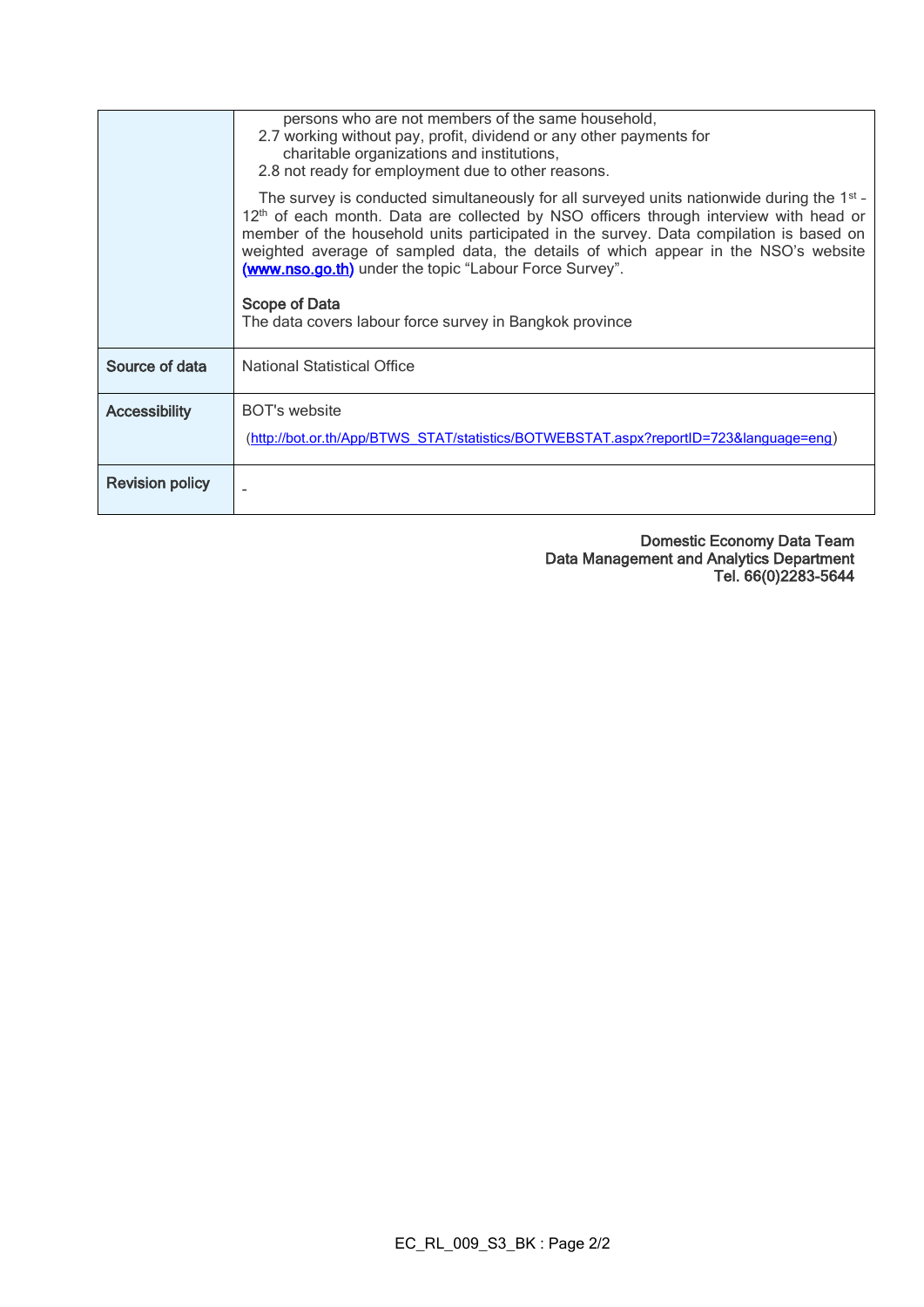| | |
|---|---|
| | persons who are not members of the same household,<br>2.7 working without pay, profit, dividend or any other payments for charitable organizations and institutions,<br>2.8 not ready for employment due to other reasons.<br><br>The survey is conducted simultaneously for all surveyed units nationwide during the 1st – 12th of each month. Data are collected by NSO officers through interview with head or member of the household units participated in the survey. Data compilation is based on weighted average of sampled data, the details of which appear in the NSO's website **(www.nso.go.th)** under the topic "Labour Force Survey".<br><br>**Scope of Data**<br>The data covers labour force survey in Bangkok province |
| **Source of data** | National Statistical Office |
| **Accessibility** | BOT's website<br>(http://bot.or.th/App/BTWS_STAT/statistics/BOTWEBSTAT.aspx?reportID=723&language=eng) |
| **Revision policy** | - |

**Domestic Economy Data Team**
**Data Management and Analytics Department**
**Tel. 66(0)2283-5644**